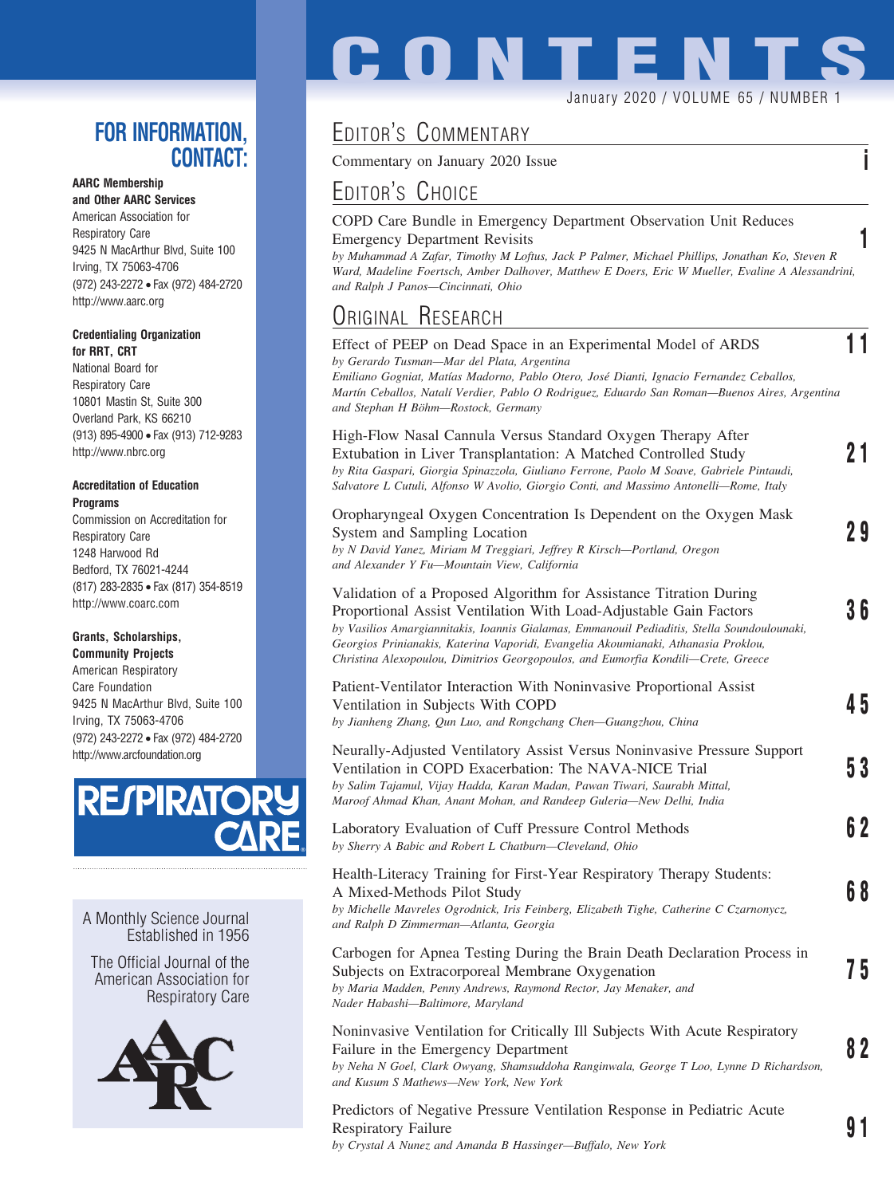# CONTENTS

January 2020 / VOLUME 65 / NUMBER 1

## FOR INFORMATION, CONTACT:

**AARC Membership and Other AARC Services**
American Association for Respiratory Care
9425 N MacArthur Blvd, Suite 100
Irving, TX 75063-4706
(972) 243-2272 • Fax (972) 484-2720
http://www.aarc.org

**Credentialing Organization for RRT, CRT**
National Board for Respiratory Care
10801 Mastin St, Suite 300
Overland Park, KS 66210
(913) 895-4900 • Fax (913) 712-9283
http://www.nbrc.org

**Accreditation of Education Programs**
Commission on Accreditation for Respiratory Care
1248 Harwood Rd
Bedford, TX 76021-4244
(817) 283-2835 • Fax (817) 354-8519
http://www.coarc.com

**Grants, Scholarships, Community Projects**
American Respiratory Care Foundation
9425 N MacArthur Blvd, Suite 100
Irving, TX 75063-4706
(972) 243-2272 • Fax (972) 484-2720
http://www.arcfoundation.org

RESPIRATORY CARE

A Monthly Science Journal Established in 1956

The Official Journal of the American Association for Respiratory Care

## EDITOR'S COMMENTARY

Commentary on January 2020 Issue — **i**

## EDITOR'S CHOICE

COPD Care Bundle in Emergency Department Observation Unit Reduces Emergency Department Revisits — **1**
*by Muhammad A Zafar, Timothy M Loftus, Jack P Palmer, Michael Phillips, Jonathan Ko, Steven R Ward, Madeline Foertsch, Amber Dalhover, Matthew E Doers, Eric W Mueller, Evaline A Alessandrini, and Ralph J Panos—Cincinnati, Ohio*

## ORIGINAL RESEARCH

Effect of PEEP on Dead Space in an Experimental Model of ARDS — **11**
*by Gerardo Tusman—Mar del Plata, Argentina*
*Emiliano Gogniat, Matías Madorno, Pablo Otero, José Dianti, Ignacio Fernandez Ceballos, Martín Ceballos, Natalí Verdier, Pablo O Rodriguez, Eduardo San Roman—Buenos Aires, Argentina and Stephan H Böhm—Rostock, Germany*

High-Flow Nasal Cannula Versus Standard Oxygen Therapy After Extubation in Liver Transplantation: A Matched Controlled Study — **21**
*by Rita Gaspari, Giorgia Spinazzola, Giuliano Ferrone, Paolo M Soave, Gabriele Pintaudi, Salvatore L Cutuli, Alfonso W Avolio, Giorgio Conti, and Massimo Antonelli—Rome, Italy*

Oropharyngeal Oxygen Concentration Is Dependent on the Oxygen Mask System and Sampling Location — **29**
*by N David Yanez, Miriam M Treggiari, Jeffrey R Kirsch—Portland, Oregon and Alexander Y Fu—Mountain View, California*

Validation of a Proposed Algorithm for Assistance Titration During Proportional Assist Ventilation With Load-Adjustable Gain Factors — **36**
*by Vasilios Amargiannitakis, Ioannis Gialamas, Emmanouil Pediaditis, Stella Soundoulounaki, Georgios Prinianakis, Katerina Vaporidi, Evangelia Akoumianaki, Athanasia Proklou, Christina Alexopoulou, Dimitrios Georgopoulos, and Eumorfia Kondili—Crete, Greece*

Patient-Ventilator Interaction With Noninvasive Proportional Assist Ventilation in Subjects With COPD — **45**
*by Jianheng Zhang, Qun Luo, and Rongchang Chen—Guangzhou, China*

Neurally-Adjusted Ventilatory Assist Versus Noninvasive Pressure Support Ventilation in COPD Exacerbation: The NAVA-NICE Trial — **53**
*by Salim Tajamul, Vijay Hadda, Karan Madan, Pawan Tiwari, Saurabh Mittal, Maroof Ahmad Khan, Anant Mohan, and Randeep Guleria—New Delhi, India*

Laboratory Evaluation of Cuff Pressure Control Methods — **62**
*by Sherry A Babic and Robert L Chatburn—Cleveland, Ohio*

Health-Literacy Training for First-Year Respiratory Therapy Students: A Mixed-Methods Pilot Study — **68**
*by Michelle Mavreles Ogrodnick, Iris Feinberg, Elizabeth Tighe, Catherine C Czarnonycz, and Ralph D Zimmerman—Atlanta, Georgia*

Carbogen for Apnea Testing During the Brain Death Declaration Process in Subjects on Extracorporeal Membrane Oxygenation — **75**
*by Maria Madden, Penny Andrews, Raymond Rector, Jay Menaker, and Nader Habashi—Baltimore, Maryland*

Noninvasive Ventilation for Critically Ill Subjects With Acute Respiratory Failure in the Emergency Department — **82**
*by Neha N Goel, Clark Owyang, Shamsuddoha Ranginwala, George T Loo, Lynne D Richardson, and Kusum S Mathews—New York, New York*

Predictors of Negative Pressure Ventilation Response in Pediatric Acute Respiratory Failure — **91**
*by Crystal A Nunez and Amanda B Hassinger—Buffalo, New York*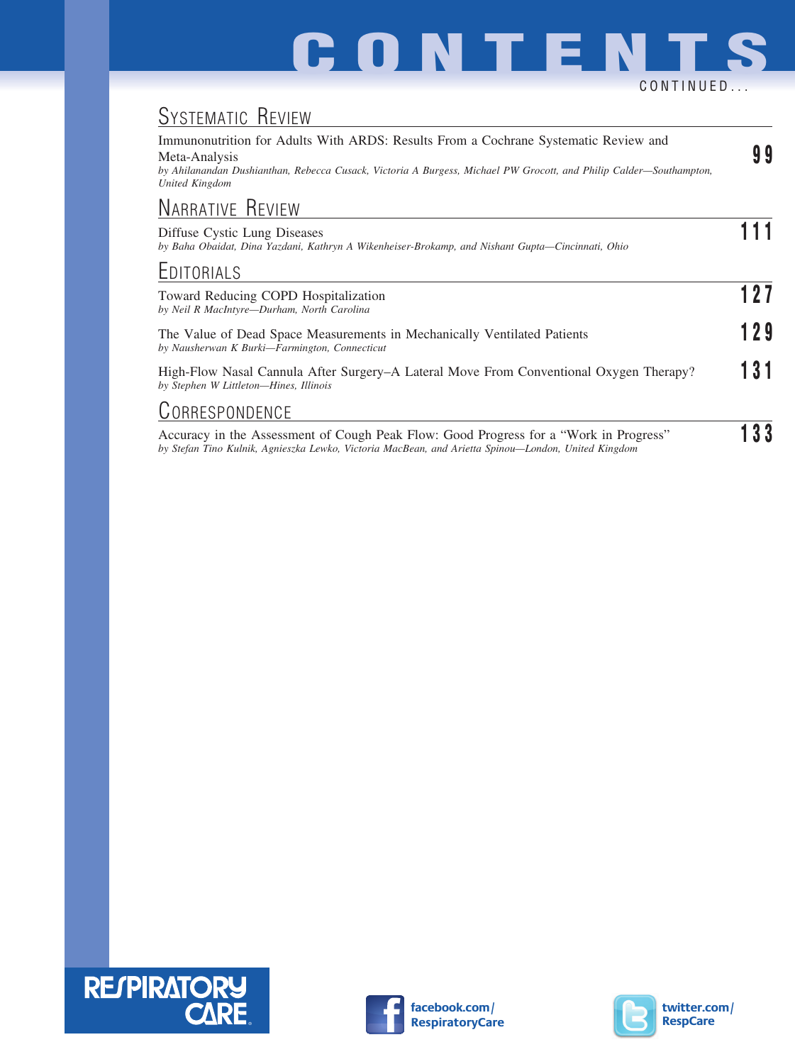# CONTENTS

CONTINUED...

## Systematic Review

Immunonutrition for Adults With ARDS: Results From a Cochrane Systematic Review and Meta-Analysis — **99**
*by Ahilanandan Dushianthan, Rebecca Cusack, Victoria A Burgess, Michael PW Grocott, and Philip Calder—Southampton, United Kingdom*

## Narrative Review

Diffuse Cystic Lung Diseases — **111**
*by Baha Obaidat, Dina Yazdani, Kathryn A Wikenheiser-Brokamp, and Nishant Gupta—Cincinnati, Ohio*

## Editorials

Toward Reducing COPD Hospitalization — **127**
*by Neil R MacIntyre—Durham, North Carolina*

The Value of Dead Space Measurements in Mechanically Ventilated Patients — **129**
*by Nausherwan K Burki—Farmington, Connecticut*

High-Flow Nasal Cannula After Surgery–A Lateral Move From Conventional Oxygen Therapy? — **131**
*by Stephen W Littleton—Hines, Illinois*

## Correspondence

Accuracy in the Assessment of Cough Peak Flow: Good Progress for a "Work in Progress" — **133**
*by Stefan Tino Kulnik, Agnieszka Lewko, Victoria MacBean, and Arietta Spinou—London, United Kingdom*

RESPIRATORY CARE

facebook.com/RespiratoryCare

twitter.com/RespCare